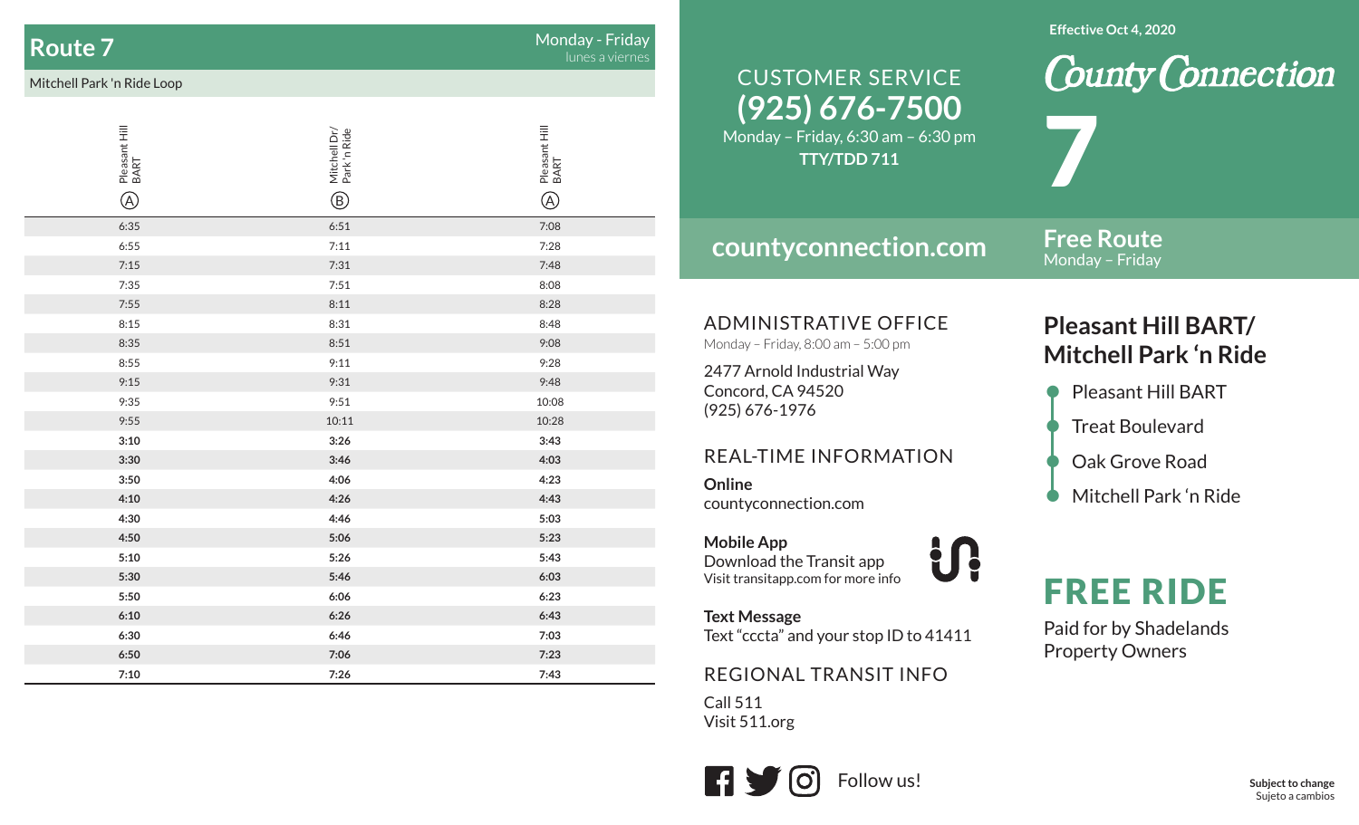## Route 7

**Monday - Friday**
lunes a viernes

Mitchell Park 'n Ride Loop

| Pleasant Hill BART (A) | Mitchell Dr/ Park 'n Ride (B) | Pleasant Hill BART (A) |
|---|---|---|
| 6:35 | 6:51 | 7:08 |
| 6:55 | 7:11 | 7:28 |
| 7:15 | 7:31 | 7:48 |
| 7:35 | 7:51 | 8:08 |
| 7:55 | 8:11 | 8:28 |
| 8:15 | 8:31 | 8:48 |
| 8:35 | 8:51 | 9:08 |
| 8:55 | 9:11 | 9:28 |
| 9:15 | 9:31 | 9:48 |
| 9:35 | 9:51 | 10:08 |
| 9:55 | 10:11 | 10:28 |
| **3:10** | **3:26** | **3:43** |
| **3:30** | **3:46** | **4:03** |
| **3:50** | **4:06** | **4:23** |
| **4:10** | **4:26** | **4:43** |
| **4:30** | **4:46** | **5:03** |
| **4:50** | **5:06** | **5:23** |
| **5:10** | **5:26** | **5:43** |
| **5:30** | **5:46** | **6:03** |
| **5:50** | **6:06** | **6:23** |
| **6:10** | **6:26** | **6:43** |
| **6:30** | **6:46** | **7:03** |
| **6:50** | **7:06** | **7:23** |
| **7:10** | **7:26** | **7:43** |

CUSTOMER SERVICE
**(925) 676-7500**
Monday – Friday, 6:30 am – 6:30 pm
**TTY/TDD 711**

**countyconnection.com**

ADMINISTRATIVE OFFICE
Monday – Friday, 8:00 am – 5:00 pm

2477 Arnold Industrial Way
Concord, CA 94520
(925) 676-1976

REAL-TIME INFORMATION

**Online**
countyconnection.com

**Mobile App**
Download the Transit app
Visit transitapp.com for more info

**Text Message**
Text "cccta" and your stop ID to 41411

REGIONAL TRANSIT INFO

Call 511
Visit 511.org

Follow us!

**Effective Oct 4, 2020**

# County Connection 7

**Free Route**
Monday – Friday

## Pleasant Hill BART/ Mitchell Park 'n Ride

- Pleasant Hill BART
- Treat Boulevard
- Oak Grove Road
- Mitchell Park 'n Ride

## FREE RIDE

Paid for by Shadelands Property Owners

**Subject to change**
Sujeto a cambios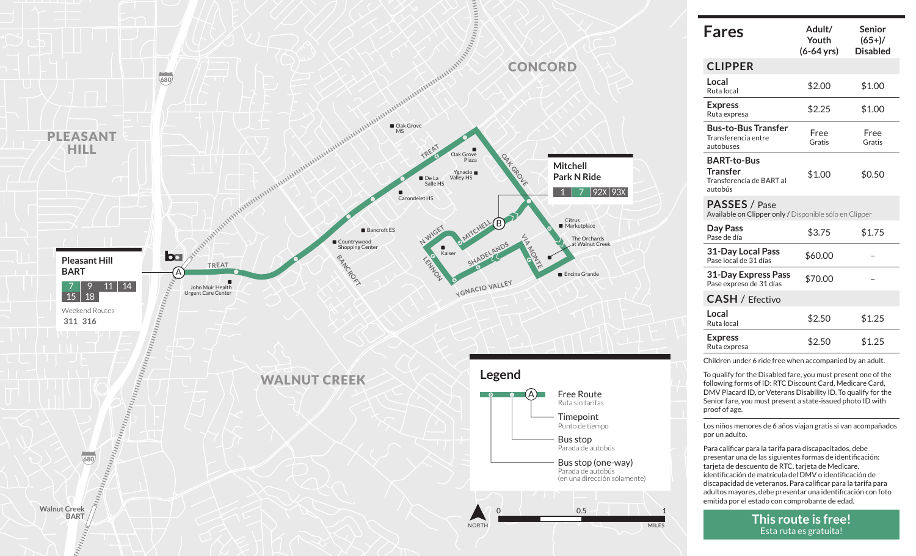CONCORD

PLEASANT HILL

WALNUT CREEK

**Pleasant Hill BART**

7 | 9 | 11 | 14 | 15 | 18

Weekend Routes
311 316

**Mitchell Park N Ride**

1 | 7 | 92X | 93X

Walnut Creek BART

Oak Grove MS
Oak Grove Plaza
Ygnacio Valley HS
De La Salle HS
Carondelet HS
Bancroft ES
Countrywood Shopping Center
Kaiser
John Muir Health Urgent Care Center
Citrus Marketplace
The Orchards at Walnut Creek
Encina Grande

TREAT
OAK GROVE
MITCHELL
N WIGET
LENNON
SHADELANDS
VIA MONTE
YGNACIO VALLEY
BANCROFT

## Legend

- Free Route / Ruta sin tarifas
- Timepoint / Punto de tiempo
- Bus stop / Parada de autobús
- Bus stop (one-way) / Parada de autobús (en una dirección sólamente)

NORTH
0 0.5 1 MILES

## Fares

| Fares | Adult/ Youth (6-64 yrs) | Senior (65+)/ Disabled |
|---|---|---|
| **CLIPPER** | | |
| **Local** Ruta local | $2.00 | $1.00 |
| **Express** Ruta expresa | $2.25 | $1.00 |
| **Bus-to-Bus Transfer** Transferencia entre autobuses | Free Gratis | Free Gratis |
| **BART-to-Bus Transfer** Transferencia de BART al autobús | $1.00 | $0.50 |
| **PASSES** / Pase — Available on Clipper only / Disponible sólo en Clipper | | |
| **Day Pass** Pase de día | $3.75 | $1.75 |
| **31-Day Local Pass** Pase local de 31 días | $60.00 | – |
| **31-Day Express Pass** Pase expreso de 31 días | $70.00 | – |
| **CASH** / Efectivo | | |
| **Local** Ruta local | $2.50 | $1.25 |
| **Express** Ruta expresa | $2.50 | $1.25 |

Children under 6 ride free when accompanied by an adult.

To qualify for the Disabled fare, you must present one of the following forms of ID: RTC Discount Card, Medicare Card, DMV Placard ID, or Veterans Disability ID. To qualify for the Senior fare, you must present a state-issued photo ID with proof of age.

Los niños menores de 6 años viajan gratis si van acompañados por un adulto.

Para calificar para la tarifa para discapacitados, debe presentar una de las siguientes formas de identificación: tarjeta de descuento de RTC, tarjeta de Medicare, identificación de matrícula del DMV o identificación de discapacidad de veteranos. Para calificar para la tarifa para adultos mayores, debe presentar una identificación con foto emitida por el estado con comprobante de edad.

**This route is free!**
Esta ruta es gratuita!